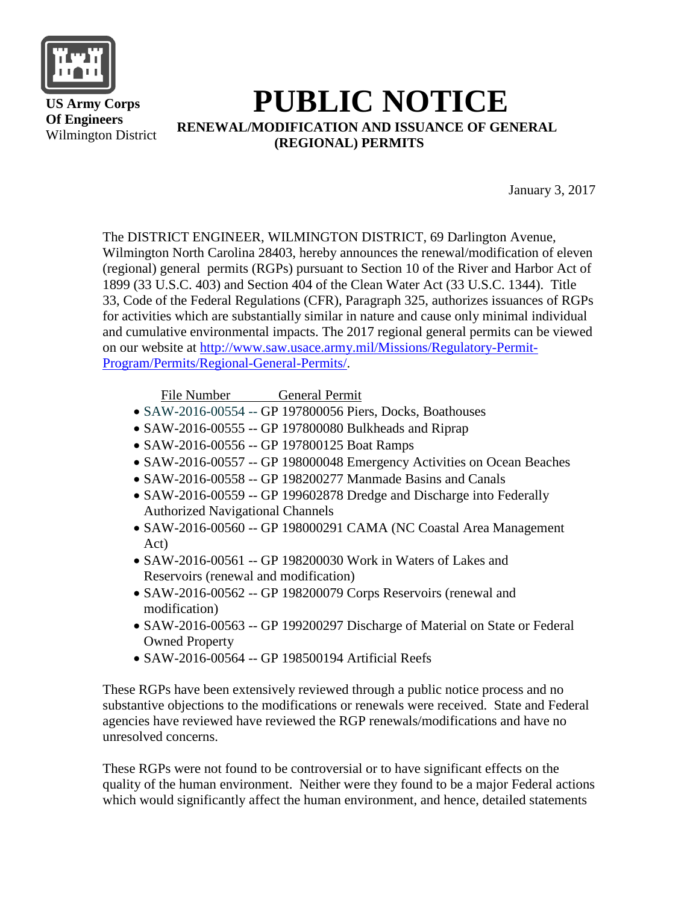**US Army Corps Of Engineers**
Wilmington District

# PUBLIC NOTICE

**RENEWAL/MODIFICATION AND ISSUANCE OF GENERAL (REGIONAL) PERMITS**

January 3, 2017

The DISTRICT ENGINEER, WILMINGTON DISTRICT, 69 Darlington Avenue, Wilmington North Carolina 28403, hereby announces the renewal/modification of eleven (regional) general permits (RGPs) pursuant to Section 10 of the River and Harbor Act of 1899 (33 U.S.C. 403) and Section 404 of the Clean Water Act (33 U.S.C. 1344). Title 33, Code of the Federal Regulations (CFR), Paragraph 325, authorizes issuances of RGPs for activities which are substantially similar in nature and cause only minimal individual and cumulative environmental impacts. The 2017 regional general permits can be viewed on our website at [http://www.saw.usace.army.mil/Missions/Regulatory-Permit-Program/Permits/Regional-General-Permits/](http://www.saw.usace.army.mil/Missions/Regulatory-Permit-Program/Permits/Regional-General-Permits/).

File Number General Permit

- SAW-2016-00554 -- GP 197800056 Piers, Docks, Boathouses
- SAW-2016-00555 -- GP 197800080 Bulkheads and Riprap
- SAW-2016-00556 -- GP 197800125 Boat Ramps
- SAW-2016-00557 -- GP 198000048 Emergency Activities on Ocean Beaches
- SAW-2016-00558 -- GP 198200277 Manmade Basins and Canals
- SAW-2016-00559 -- GP 199602878 Dredge and Discharge into Federally Authorized Navigational Channels
- SAW-2016-00560 -- GP 198000291 CAMA (NC Coastal Area Management Act)
- SAW-2016-00561 -- GP 198200030 Work in Waters of Lakes and Reservoirs (renewal and modification)
- SAW-2016-00562 -- GP 198200079 Corps Reservoirs (renewal and modification)
- SAW-2016-00563 -- GP 199200297 Discharge of Material on State or Federal Owned Property
- SAW-2016-00564 -- GP 198500194 Artificial Reefs

These RGPs have been extensively reviewed through a public notice process and no substantive objections to the modifications or renewals were received. State and Federal agencies have reviewed have reviewed the RGP renewals/modifications and have no unresolved concerns.

These RGPs were not found to be controversial or to have significant effects on the quality of the human environment. Neither were they found to be a major Federal actions which would significantly affect the human environment, and hence, detailed statements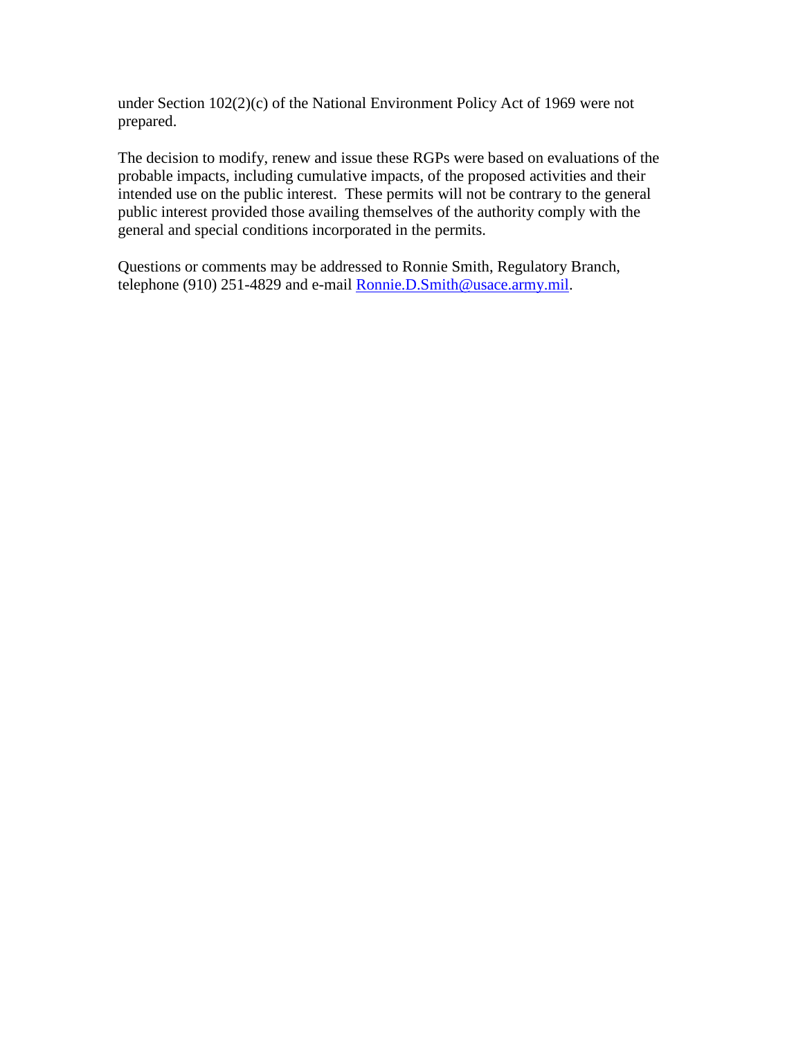under Section 102(2)(c) of the National Environment Policy Act of 1969 were not prepared.

The decision to modify, renew and issue these RGPs were based on evaluations of the probable impacts, including cumulative impacts, of the proposed activities and their intended use on the public interest. These permits will not be contrary to the general public interest provided those availing themselves of the authority comply with the general and special conditions incorporated in the permits.

Questions or comments may be addressed to Ronnie Smith, Regulatory Branch, telephone (910) 251-4829 and e-mail Ronnie.D.Smith@usace.army.mil.